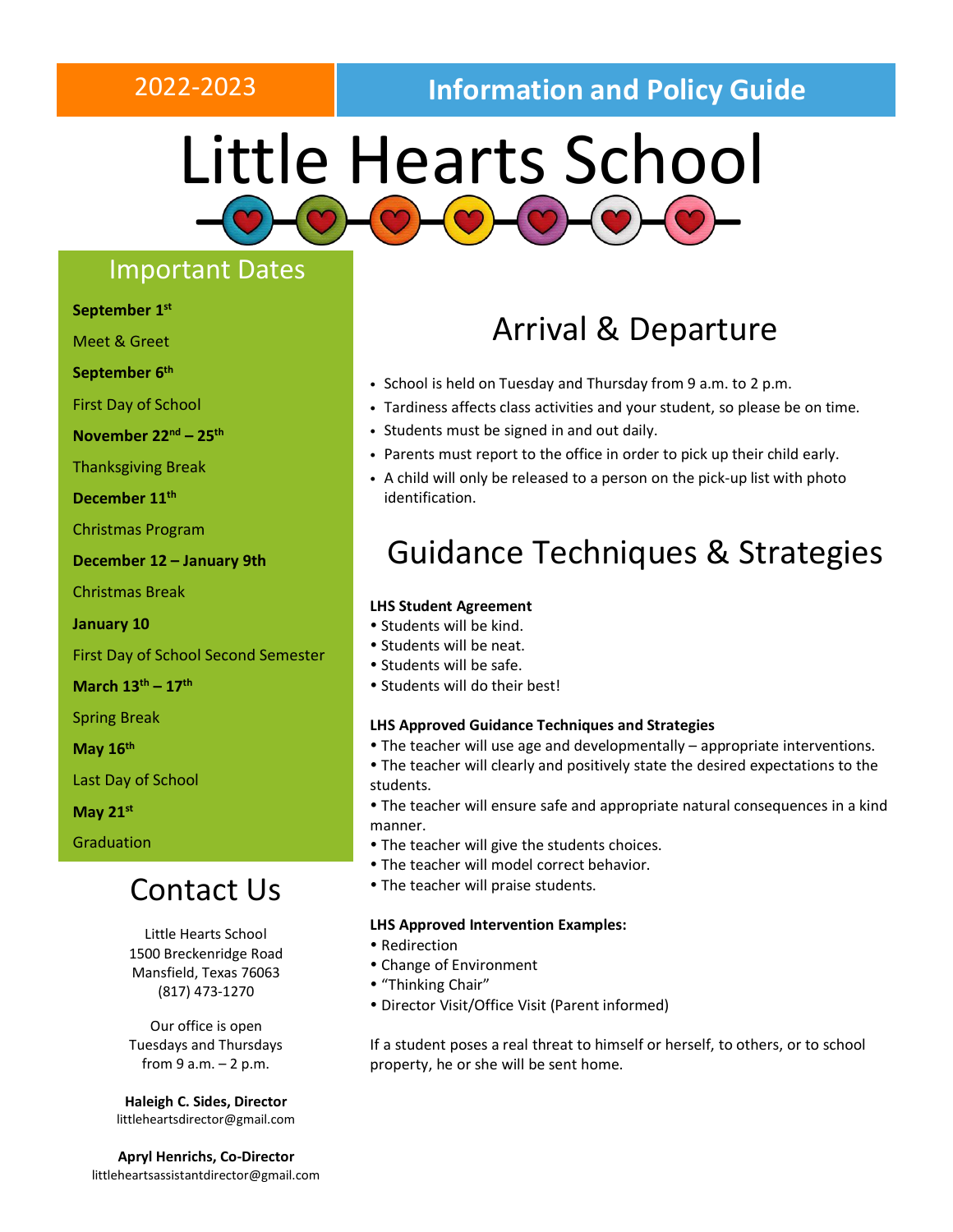2022-2023

**Information and Policy Guide**

# Little Hearts School

## Important Dates

**September 1st**

Meet & Greet

**September 6th**

First Day of School

**November 22nd – 25th**

Thanksgiving Break

**December 11th**

Christmas Program

**December 12 – January 9th**

Christmas Break

**January 10**

First Day of School Second Semester

**March 13th – 17th**

Spring Break

**May 16th**

Last Day of School

**May 21st**

Graduation

## Contact Us

Little Hearts School
1500 Breckenridge Road
Mansfield, Texas 76063
(817) 473-1270

Our office is open
Tuesdays and Thursdays
from 9 a.m. – 2 p.m.

**Haleigh C. Sides, Director**
littleheartsdirector@gmail.com

**Apryl Henrichs, Co-Director**
littleheartsassistantdirector@gmail.com

## Arrival & Departure

- School is held on Tuesday and Thursday from 9 a.m. to 2 p.m.
- Tardiness affects class activities and your student, so please be on time.
- Students must be signed in and out daily.
- Parents must report to the office in order to pick up their child early.
- A child will only be released to a person on the pick-up list with photo identification.

## Guidance Techniques & Strategies

**LHS Student Agreement**

- Students will be kind.
- Students will be neat.
- Students will be safe.
- Students will do their best!

**LHS Approved Guidance Techniques and Strategies**

- The teacher will use age and developmentally – appropriate interventions.
- The teacher will clearly and positively state the desired expectations to the students.
- The teacher will ensure safe and appropriate natural consequences in a kind manner.
- The teacher will give the students choices.
- The teacher will model correct behavior.
- The teacher will praise students.

**LHS Approved Intervention Examples:**

- Redirection
- Change of Environment
- "Thinking Chair"
- Director Visit/Office Visit (Parent informed)

If a student poses a real threat to himself or herself, to others, or to school property, he or she will be sent home.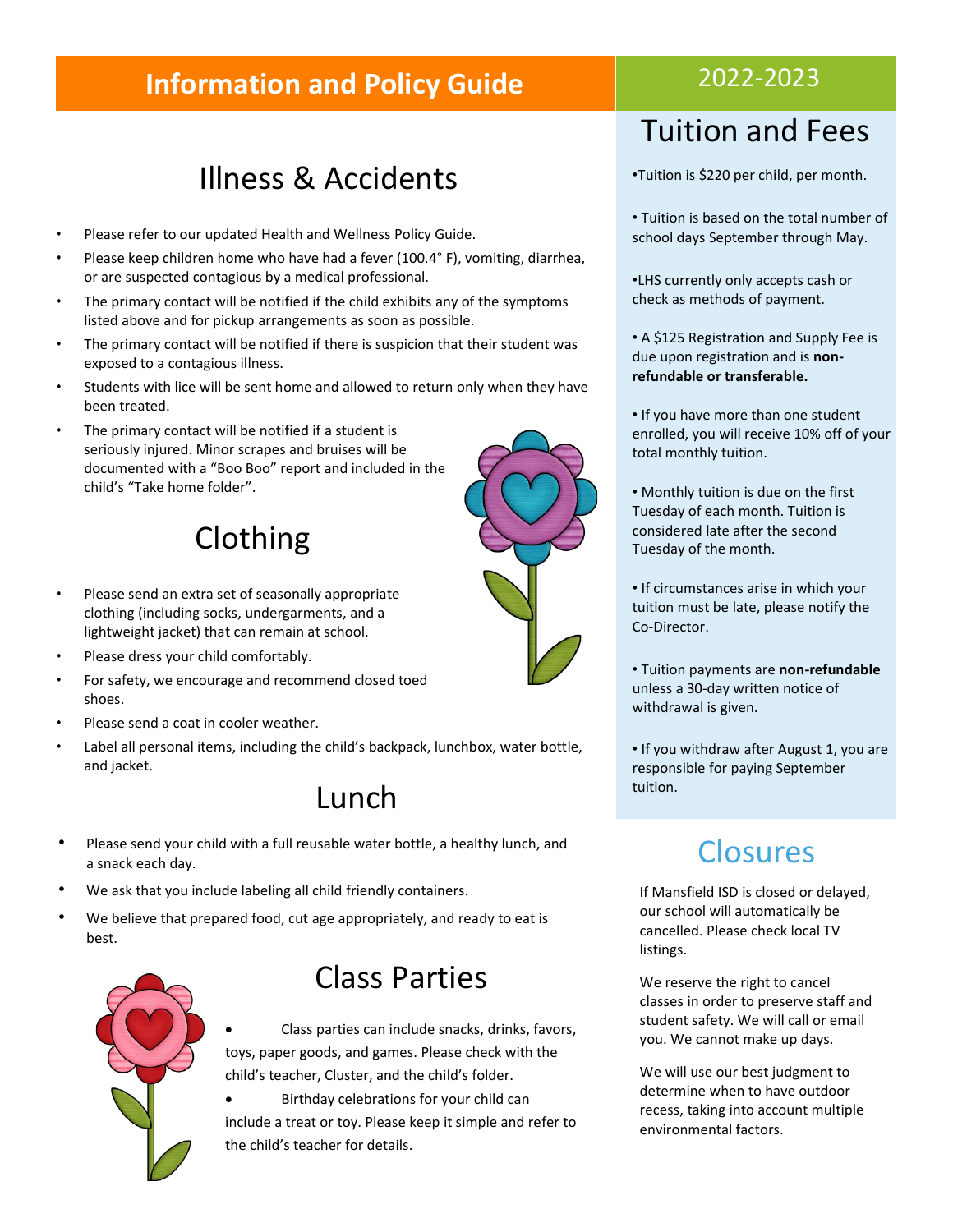# Information and Policy Guide

## Illness & Accidents

- Please refer to our updated Health and Wellness Policy Guide.
- Please keep children home who have had a fever (100.4° F), vomiting, diarrhea, or are suspected contagious by a medical professional.
- The primary contact will be notified if the child exhibits any of the symptoms listed above and for pickup arrangements as soon as possible.
- The primary contact will be notified if there is suspicion that their student was exposed to a contagious illness.
- Students with lice will be sent home and allowed to return only when they have been treated.
- The primary contact will be notified if a student is seriously injured. Minor scrapes and bruises will be documented with a "Boo Boo" report and included in the child's "Take home folder".

## Clothing

- Please send an extra set of seasonally appropriate clothing (including socks, undergarments, and a lightweight jacket) that can remain at school.
- Please dress your child comfortably.
- For safety, we encourage and recommend closed toed shoes.
- Please send a coat in cooler weather.
- Label all personal items, including the child's backpack, lunchbox, water bottle, and jacket.

## Lunch

- Please send your child with a full reusable water bottle, a healthy lunch, and a snack each day.
- We ask that you include labeling all child friendly containers.
- We believe that prepared food, cut age appropriately, and ready to eat is best.

## Class Parties

- Class parties can include snacks, drinks, favors, toys, paper goods, and games. Please check with the child's teacher, Cluster, and the child's folder.
- Birthday celebrations for your child can include a treat or toy. Please keep it simple and refer to the child's teacher for details.

# 2022-2023

## Tuition and Fees

- Tuition is $220 per child, per month.
- Tuition is based on the total number of school days September through May.
- LHS currently only accepts cash or check as methods of payment.
- A $125 Registration and Supply Fee is due upon registration and is **non-refundable or transferable.**
- If you have more than one student enrolled, you will receive 10% off of your total monthly tuition.
- Monthly tuition is due on the first Tuesday of each month. Tuition is considered late after the second Tuesday of the month.
- If circumstances arise in which your tuition must be late, please notify the Co-Director.
- Tuition payments are **non-refundable** unless a 30-day written notice of withdrawal is given.
- If you withdraw after August 1, you are responsible for paying September tuition.

## Closures

If Mansfield ISD is closed or delayed, our school will automatically be cancelled. Please check local TV listings.

We reserve the right to cancel classes in order to preserve staff and student safety. We will call or email you. We cannot make up days.

We will use our best judgment to determine when to have outdoor recess, taking into account multiple environmental factors.